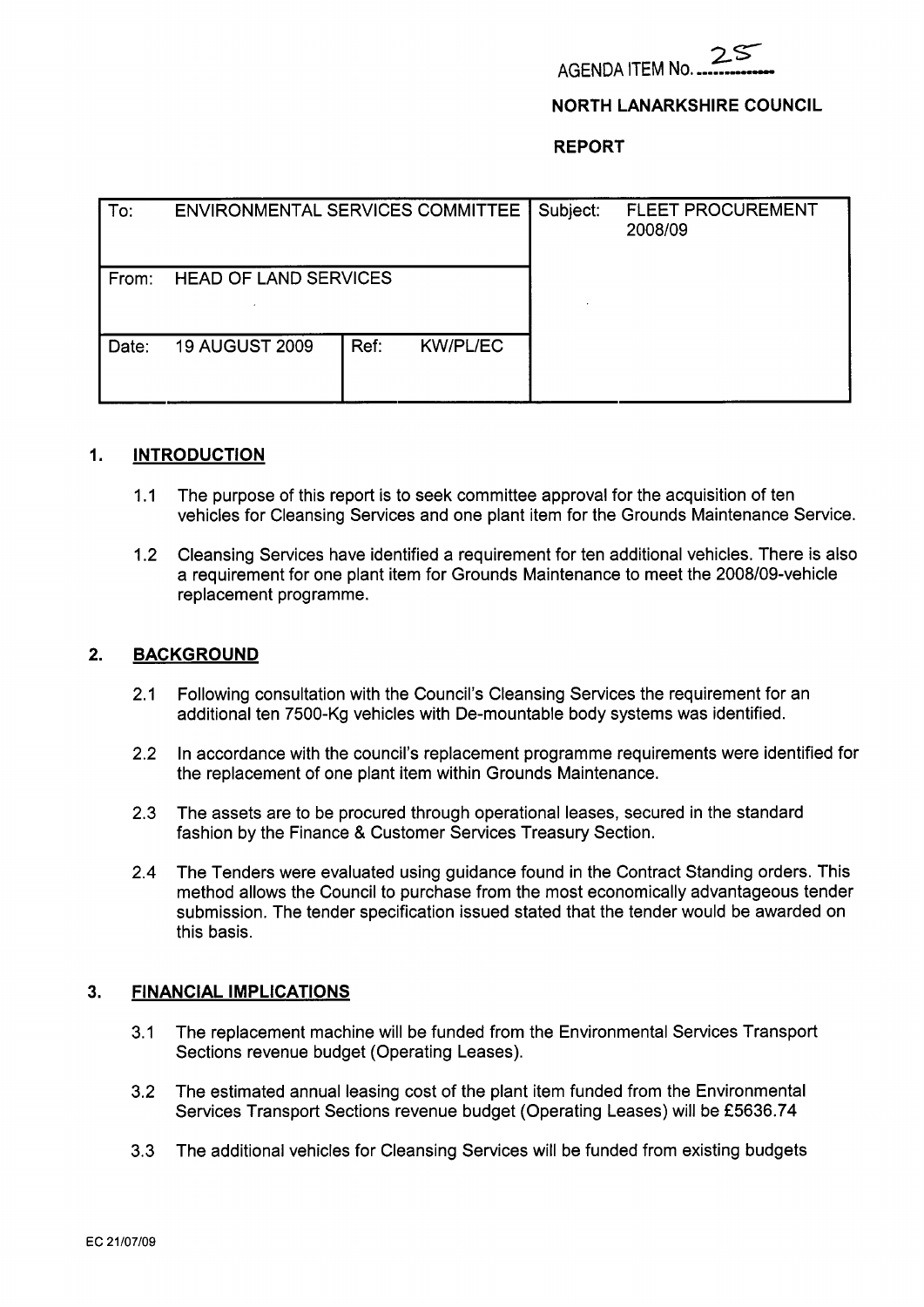AGENDA ITEM No. 25

**NORTH LANARKSHIRE COUNCIL**

**REPORT**

| To: | ENVIRONMENTAL SERVICES COMMITTEE | | | Subject: | FLEET PROCUREMENT 2008/09 |
|---|---|---|---|---|---|
| From: | HEAD OF LAND SERVICES | | | | |
| Date: | 19 AUGUST 2009 | Ref: | KW/PL/EC | | |

## 1. INTRODUCTION

1.1 The purpose of this report is to seek committee approval for the acquisition of ten vehicles for Cleansing Services and one plant item for the Grounds Maintenance Service.

1.2 Cleansing Services have identified a requirement for ten additional vehicles. There is also a requirement for one plant item for Grounds Maintenance to meet the 2008/09-vehicle replacement programme.

## 2. BACKGROUND

2.1 Following consultation with the Council's Cleansing Services the requirement for an additional ten 7500-Kg vehicles with De-mountable body systems was identified.

2.2 In accordance with the council's replacement programme requirements were identified for the replacement of one plant item within Grounds Maintenance.

2.3 The assets are to be procured through operational leases, secured in the standard fashion by the Finance & Customer Services Treasury Section.

2.4 The Tenders were evaluated using guidance found in the Contract Standing orders. This method allows the Council to purchase from the most economically advantageous tender submission. The tender specification issued stated that the tender would be awarded on this basis.

## 3. FINANCIAL IMPLICATIONS

3.1 The replacement machine will be funded from the Environmental Services Transport Sections revenue budget (Operating Leases).

3.2 The estimated annual leasing cost of the plant item funded from the Environmental Services Transport Sections revenue budget (Operating Leases) will be £5636.74

3.3 The additional vehicles for Cleansing Services will be funded from existing budgets

EC 21/07/09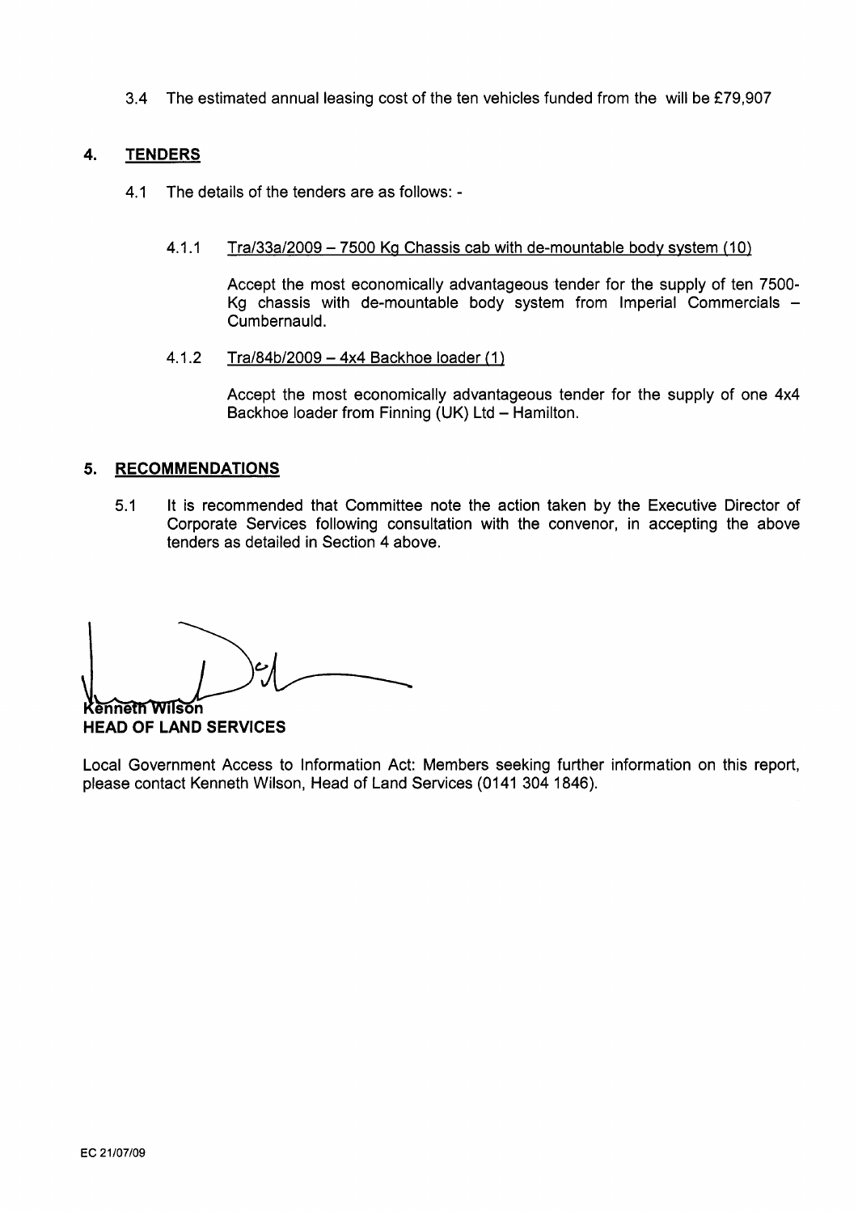3.4 The estimated annual leasing cost of the ten vehicles funded from the will be £79,907

## 4. TENDERS

4.1 The details of the tenders are as follows: -

4.1.1 Tra/33a/2009 – 7500 Kg Chassis cab with de-mountable body system (10)

Accept the most economically advantageous tender for the supply of ten 7500-Kg chassis with de-mountable body system from Imperial Commercials – Cumbernauld.

4.1.2 Tra/84b/2009 – 4x4 Backhoe loader (1)

Accept the most economically advantageous tender for the supply of one 4x4 Backhoe loader from Finning (UK) Ltd – Hamilton.

## 5. RECOMMENDATIONS

5.1 It is recommended that Committee note the action taken by the Executive Director of Corporate Services following consultation with the convenor, in accepting the above tenders as detailed in Section 4 above.

Kenneth Wilson
**HEAD OF LAND SERVICES**

Local Government Access to Information Act: Members seeking further information on this report, please contact Kenneth Wilson, Head of Land Services (0141 304 1846).

EC 21/07/09